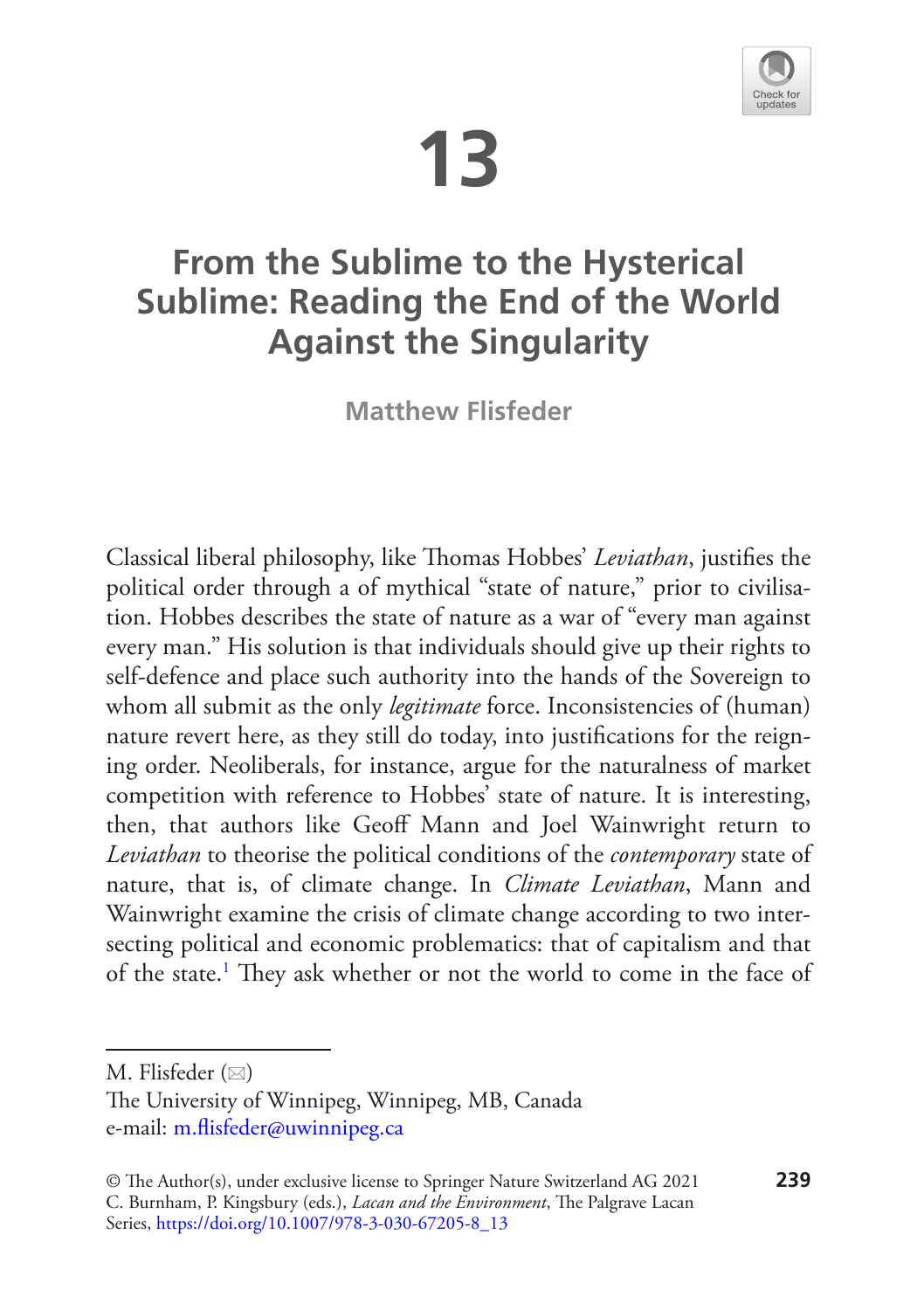# 13

# From the Sublime to the Hysterical Sublime: Reading the End of the World Against the Singularity

**Matthew Flisfeder**

Classical liberal philosophy, like Thomas Hobbes' *Leviathan*, justifies the political order through a of mythical "state of nature," prior to civilisation. Hobbes describes the state of nature as a war of "every man against every man." His solution is that individuals should give up their rights to self-defence and place such authority into the hands of the Sovereign to whom all submit as the only *legitimate* force. Inconsistencies of (human) nature revert here, as they still do today, into justifications for the reigning order. Neoliberals, for instance, argue for the naturalness of market competition with reference to Hobbes' state of nature. It is interesting, then, that authors like Geoff Mann and Joel Wainwright return to *Leviathan* to theorise the political conditions of the *contemporary* state of nature, that is, of climate change. In *Climate Leviathan*, Mann and Wainwright examine the crisis of climate change according to two intersecting political and economic problematics: that of capitalism and that of the state.[1] They ask whether or not the world to come in the face of

---

M. Flisfeder (✉)
The University of Winnipeg, Winnipeg, MB, Canada
e-mail: m.flisfeder@uwinnipeg.ca

© The Author(s), under exclusive license to Springer Nature Switzerland AG 2021
C. Burnham, P. Kingsbury (eds.), *Lacan and the Environment*, The Palgrave Lacan Series, https://doi.org/10.1007/978-3-030-67205-8_13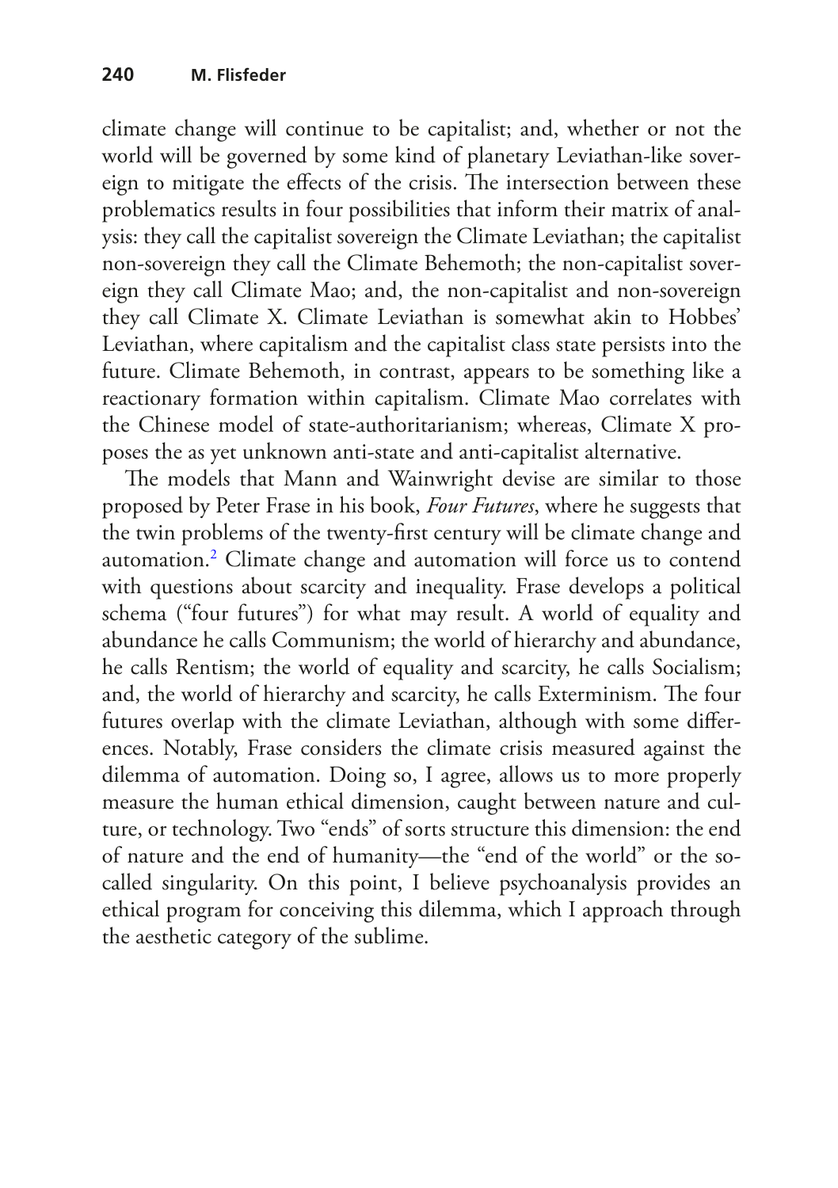climate change will continue to be capitalist; and, whether or not the world will be governed by some kind of planetary Leviathan-like sovereign to mitigate the effects of the crisis. The intersection between these problematics results in four possibilities that inform their matrix of analysis: they call the capitalist sovereign the Climate Leviathan; the capitalist non-sovereign they call the Climate Behemoth; the non-capitalist sovereign they call Climate Mao; and, the non-capitalist and non-sovereign they call Climate X. Climate Leviathan is somewhat akin to Hobbes' Leviathan, where capitalism and the capitalist class state persists into the future. Climate Behemoth, in contrast, appears to be something like a reactionary formation within capitalism. Climate Mao correlates with the Chinese model of state-authoritarianism; whereas, Climate X proposes the as yet unknown anti-state and anti-capitalist alternative.

The models that Mann and Wainwright devise are similar to those proposed by Peter Frase in his book, *Four Futures*, where he suggests that the twin problems of the twenty-first century will be climate change and automation.[2] Climate change and automation will force us to contend with questions about scarcity and inequality. Frase develops a political schema ("four futures") for what may result. A world of equality and abundance he calls Communism; the world of hierarchy and abundance, he calls Rentism; the world of equality and scarcity, he calls Socialism; and, the world of hierarchy and scarcity, he calls Exterminism. The four futures overlap with the climate Leviathan, although with some differences. Notably, Frase considers the climate crisis measured against the dilemma of automation. Doing so, I agree, allows us to more properly measure the human ethical dimension, caught between nature and culture, or technology. Two "ends" of sorts structure this dimension: the end of nature and the end of humanity—the "end of the world" or the so-called singularity. On this point, I believe psychoanalysis provides an ethical program for conceiving this dilemma, which I approach through the aesthetic category of the sublime.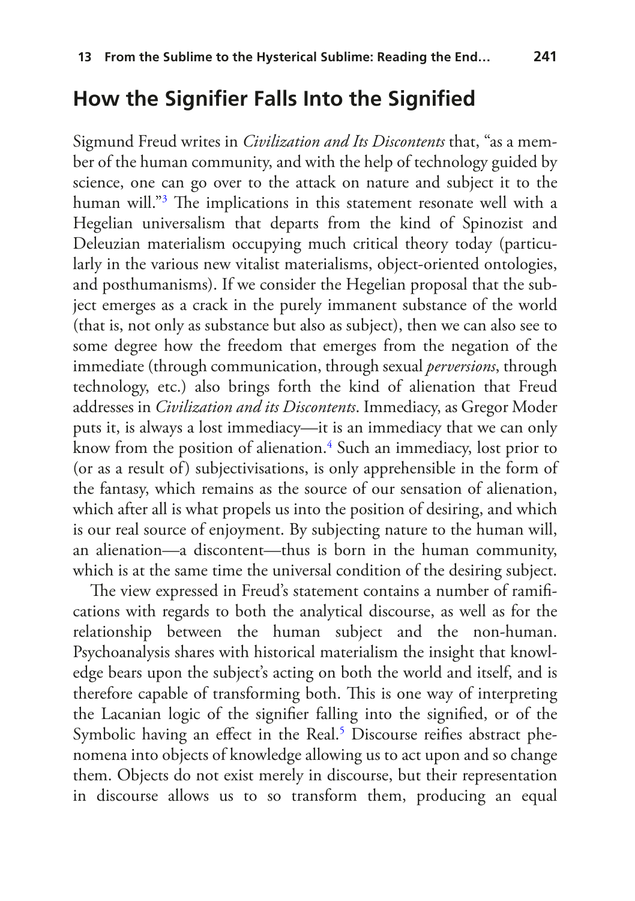## How the Signifier Falls Into the Signified

Sigmund Freud writes in *Civilization and Its Discontents* that, "as a member of the human community, and with the help of technology guided by science, one can go over to the attack on nature and subject it to the human will."[3] The implications in this statement resonate well with a Hegelian universalism that departs from the kind of Spinozist and Deleuzian materialism occupying much critical theory today (particularly in the various new vitalist materialisms, object-oriented ontologies, and posthumanisms). If we consider the Hegelian proposal that the subject emerges as a crack in the purely immanent substance of the world (that is, not only as substance but also as subject), then we can also see to some degree how the freedom that emerges from the negation of the immediate (through communication, through sexual *perversions*, through technology, etc.) also brings forth the kind of alienation that Freud addresses in *Civilization and its Discontents*. Immediacy, as Gregor Moder puts it, is always a lost immediacy—it is an immediacy that we can only know from the position of alienation.[4] Such an immediacy, lost prior to (or as a result of) subjectivisations, is only apprehensible in the form of the fantasy, which remains as the source of our sensation of alienation, which after all is what propels us into the position of desiring, and which is our real source of enjoyment. By subjecting nature to the human will, an alienation—a discontent—thus is born in the human community, which is at the same time the universal condition of the desiring subject.

The view expressed in Freud's statement contains a number of ramifications with regards to both the analytical discourse, as well as for the relationship between the human subject and the non-human. Psychoanalysis shares with historical materialism the insight that knowledge bears upon the subject's acting on both the world and itself, and is therefore capable of transforming both. This is one way of interpreting the Lacanian logic of the signifier falling into the signified, or of the Symbolic having an effect in the Real.[5] Discourse reifies abstract phenomena into objects of knowledge allowing us to act upon and so change them. Objects do not exist merely in discourse, but their representation in discourse allows us to so transform them, producing an equal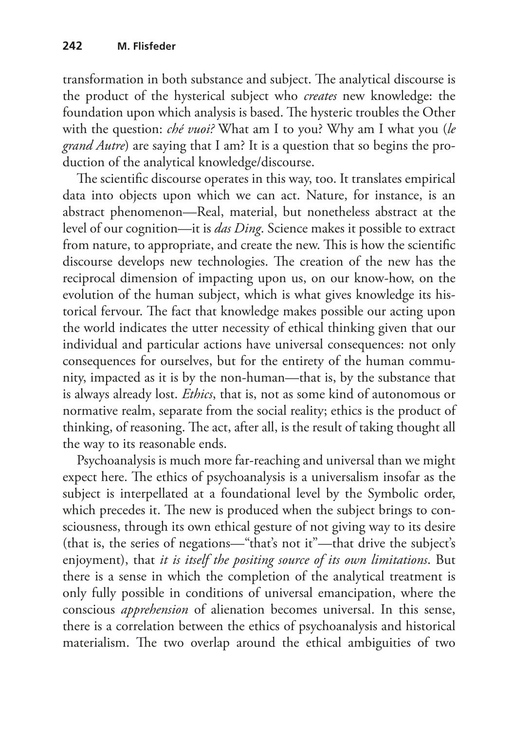transformation in both substance and subject. The analytical discourse is the product of the hysterical subject who *creates* new knowledge: the foundation upon which analysis is based. The hysteric troubles the Other with the question: *ché vuoi?* What am I to you? Why am I what you (*le grand Autre*) are saying that I am? It is a question that so begins the production of the analytical knowledge/discourse.

The scientific discourse operates in this way, too. It translates empirical data into objects upon which we can act. Nature, for instance, is an abstract phenomenon—Real, material, but nonetheless abstract at the level of our cognition—it is *das Ding*. Science makes it possible to extract from nature, to appropriate, and create the new. This is how the scientific discourse develops new technologies. The creation of the new has the reciprocal dimension of impacting upon us, on our know-how, on the evolution of the human subject, which is what gives knowledge its historical fervour. The fact that knowledge makes possible our acting upon the world indicates the utter necessity of ethical thinking given that our individual and particular actions have universal consequences: not only consequences for ourselves, but for the entirety of the human community, impacted as it is by the non-human—that is, by the substance that is always already lost. *Ethics*, that is, not as some kind of autonomous or normative realm, separate from the social reality; ethics is the product of thinking, of reasoning. The act, after all, is the result of taking thought all the way to its reasonable ends.

Psychoanalysis is much more far-reaching and universal than we might expect here. The ethics of psychoanalysis is a universalism insofar as the subject is interpellated at a foundational level by the Symbolic order, which precedes it. The new is produced when the subject brings to consciousness, through its own ethical gesture of not giving way to its desire (that is, the series of negations—"that's not it"—that drive the subject's enjoyment), that *it is itself the positing source of its own limitations*. But there is a sense in which the completion of the analytical treatment is only fully possible in conditions of universal emancipation, where the conscious *apprehension* of alienation becomes universal. In this sense, there is a correlation between the ethics of psychoanalysis and historical materialism. The two overlap around the ethical ambiguities of two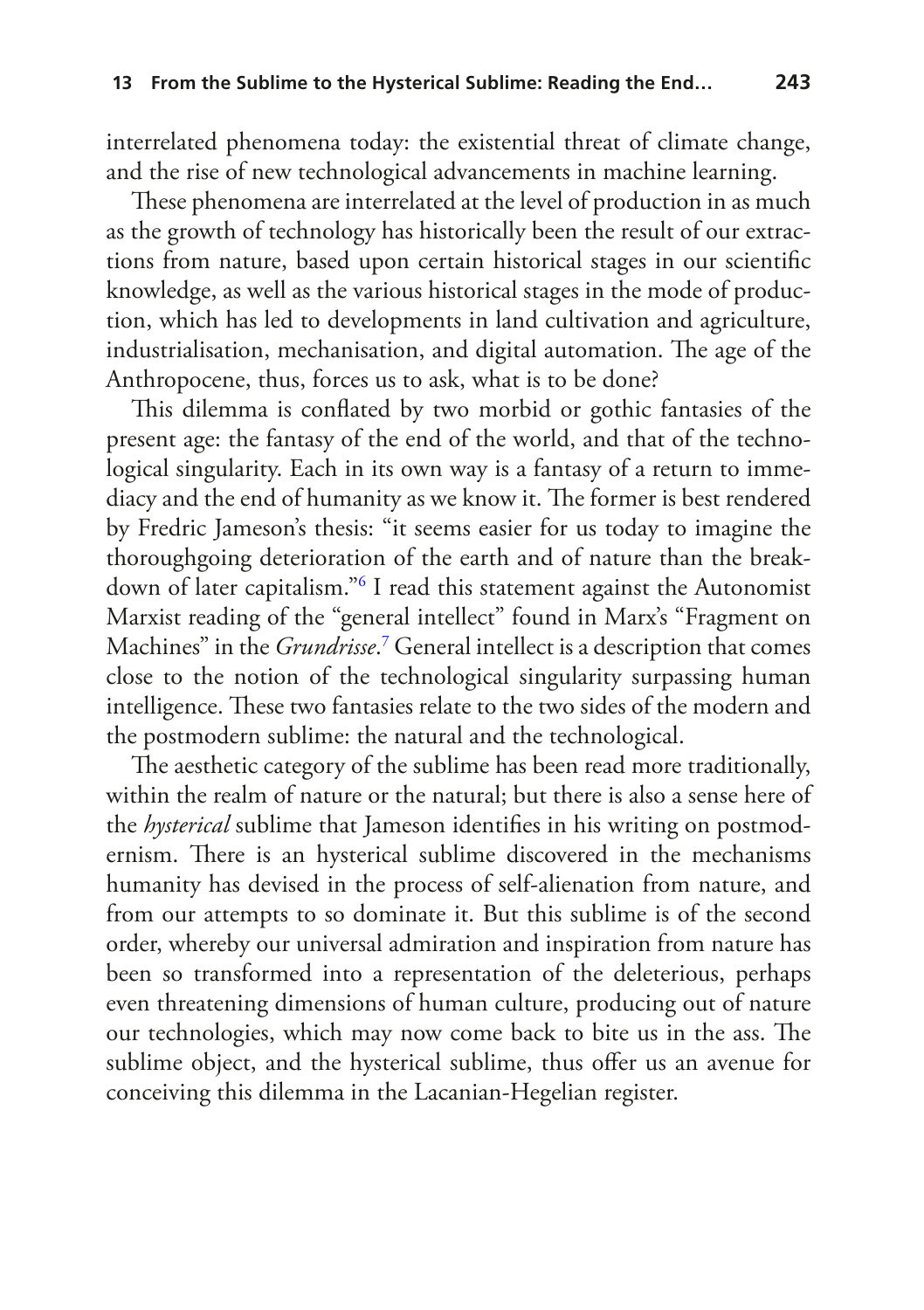interrelated phenomena today: the existential threat of climate change, and the rise of new technological advancements in machine learning.

These phenomena are interrelated at the level of production in as much as the growth of technology has historically been the result of our extractions from nature, based upon certain historical stages in our scientific knowledge, as well as the various historical stages in the mode of production, which has led to developments in land cultivation and agriculture, industrialisation, mechanisation, and digital automation. The age of the Anthropocene, thus, forces us to ask, what is to be done?

This dilemma is conflated by two morbid or gothic fantasies of the present age: the fantasy of the end of the world, and that of the technological singularity. Each in its own way is a fantasy of a return to immediacy and the end of humanity as we know it. The former is best rendered by Fredric Jameson's thesis: "it seems easier for us today to imagine the thoroughgoing deterioration of the earth and of nature than the breakdown of later capitalism."[6] I read this statement against the Autonomist Marxist reading of the "general intellect" found in Marx's "Fragment on Machines" in the *Grundrisse*.[7] General intellect is a description that comes close to the notion of the technological singularity surpassing human intelligence. These two fantasies relate to the two sides of the modern and the postmodern sublime: the natural and the technological.

The aesthetic category of the sublime has been read more traditionally, within the realm of nature or the natural; but there is also a sense here of the *hysterical* sublime that Jameson identifies in his writing on postmodernism. There is an hysterical sublime discovered in the mechanisms humanity has devised in the process of self-alienation from nature, and from our attempts to so dominate it. But this sublime is of the second order, whereby our universal admiration and inspiration from nature has been so transformed into a representation of the deleterious, perhaps even threatening dimensions of human culture, producing out of nature our technologies, which may now come back to bite us in the ass. The sublime object, and the hysterical sublime, thus offer us an avenue for conceiving this dilemma in the Lacanian-Hegelian register.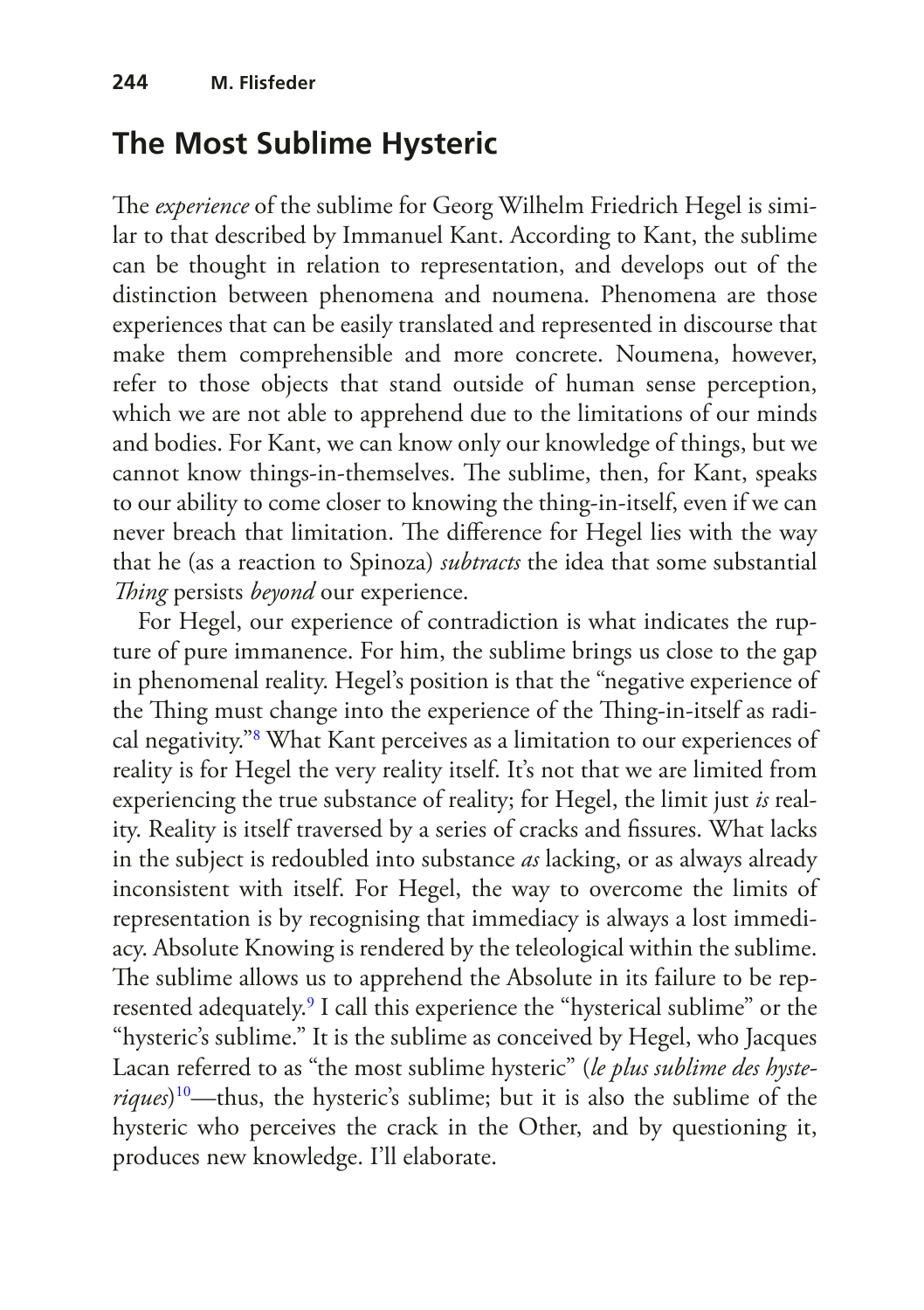## The Most Sublime Hysteric

The *experience* of the sublime for Georg Wilhelm Friedrich Hegel is similar to that described by Immanuel Kant. According to Kant, the sublime can be thought in relation to representation, and develops out of the distinction between phenomena and noumena. Phenomena are those experiences that can be easily translated and represented in discourse that make them comprehensible and more concrete. Noumena, however, refer to those objects that stand outside of human sense perception, which we are not able to apprehend due to the limitations of our minds and bodies. For Kant, we can know only our knowledge of things, but we cannot know things-in-themselves. The sublime, then, for Kant, speaks to our ability to come closer to knowing the thing-in-itself, even if we can never breach that limitation. The difference for Hegel lies with the way that he (as a reaction to Spinoza) *subtracts* the idea that some substantial *Thing* persists *beyond* our experience.

For Hegel, our experience of contradiction is what indicates the rupture of pure immanence. For him, the sublime brings us close to the gap in phenomenal reality. Hegel's position is that the "negative experience of the Thing must change into the experience of the Thing-in-itself as radical negativity."[8] What Kant perceives as a limitation to our experiences of reality is for Hegel the very reality itself. It's not that we are limited from experiencing the true substance of reality; for Hegel, the limit just *is* reality. Reality is itself traversed by a series of cracks and fissures. What lacks in the subject is redoubled into substance *as* lacking, or as always already inconsistent with itself. For Hegel, the way to overcome the limits of representation is by recognising that immediacy is always a lost immediacy. Absolute Knowing is rendered by the teleological within the sublime. The sublime allows us to apprehend the Absolute in its failure to be represented adequately.[9] I call this experience the "hysterical sublime" or the "hysteric's sublime." It is the sublime as conceived by Hegel, who Jacques Lacan referred to as "the most sublime hysteric" (*le plus sublime des hysteriques*)[10]—thus, the hysteric's sublime; but it is also the sublime of the hysteric who perceives the crack in the Other, and by questioning it, produces new knowledge. I'll elaborate.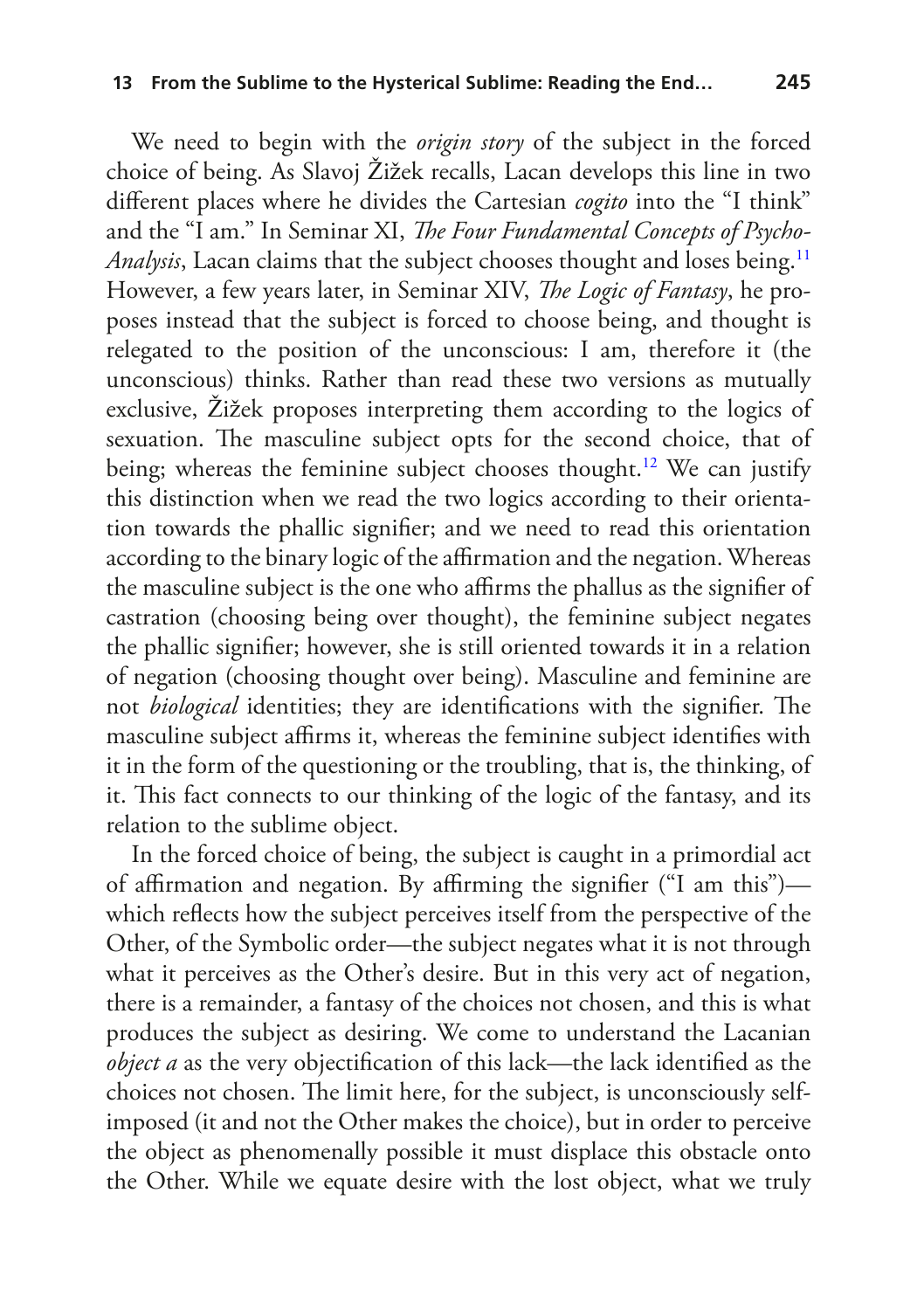We need to begin with the *origin story* of the subject in the forced choice of being. As Slavoj Žižek recalls, Lacan develops this line in two different places where he divides the Cartesian *cogito* into the "I think" and the "I am." In Seminar XI, *The Four Fundamental Concepts of Psycho-Analysis*, Lacan claims that the subject chooses thought and loses being.[11] However, a few years later, in Seminar XIV, *The Logic of Fantasy*, he proposes instead that the subject is forced to choose being, and thought is relegated to the position of the unconscious: I am, therefore it (the unconscious) thinks. Rather than read these two versions as mutually exclusive, Žižek proposes interpreting them according to the logics of sexuation. The masculine subject opts for the second choice, that of being; whereas the feminine subject chooses thought.[12] We can justify this distinction when we read the two logics according to their orientation towards the phallic signifier; and we need to read this orientation according to the binary logic of the affirmation and the negation. Whereas the masculine subject is the one who affirms the phallus as the signifier of castration (choosing being over thought), the feminine subject negates the phallic signifier; however, she is still oriented towards it in a relation of negation (choosing thought over being). Masculine and feminine are not *biological* identities; they are identifications with the signifier. The masculine subject affirms it, whereas the feminine subject identifies with it in the form of the questioning or the troubling, that is, the thinking, of it. This fact connects to our thinking of the logic of the fantasy, and its relation to the sublime object.

In the forced choice of being, the subject is caught in a primordial act of affirmation and negation. By affirming the signifier ("I am this")—which reflects how the subject perceives itself from the perspective of the Other, of the Symbolic order—the subject negates what it is not through what it perceives as the Other's desire. But in this very act of negation, there is a remainder, a fantasy of the choices not chosen, and this is what produces the subject as desiring. We come to understand the Lacanian *object a* as the very objectification of this lack—the lack identified as the choices not chosen. The limit here, for the subject, is unconsciously self-imposed (it and not the Other makes the choice), but in order to perceive the object as phenomenally possible it must displace this obstacle onto the Other. While we equate desire with the lost object, what we truly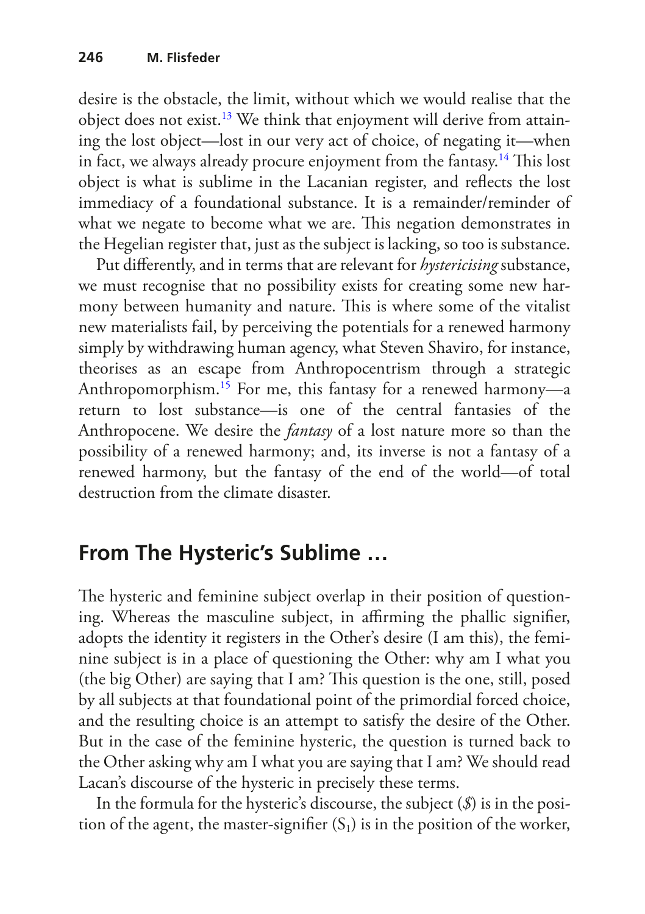desire is the obstacle, the limit, without which we would realise that the object does not exist.[13] We think that enjoyment will derive from attaining the lost object—lost in our very act of choice, of negating it—when in fact, we always already procure enjoyment from the fantasy.[14] This lost object is what is sublime in the Lacanian register, and reflects the lost immediacy of a foundational substance. It is a remainder/reminder of what we negate to become what we are. This negation demonstrates in the Hegelian register that, just as the subject is lacking, so too is substance.

Put differently, and in terms that are relevant for *hystericising* substance, we must recognise that no possibility exists for creating some new harmony between humanity and nature. This is where some of the vitalist new materialists fail, by perceiving the potentials for a renewed harmony simply by withdrawing human agency, what Steven Shaviro, for instance, theorises as an escape from Anthropocentrism through a strategic Anthropomorphism.[15] For me, this fantasy for a renewed harmony—a return to lost substance—is one of the central fantasies of the Anthropocene. We desire the *fantasy* of a lost nature more so than the possibility of a renewed harmony; and, its inverse is not a fantasy of a renewed harmony, but the fantasy of the end of the world—of total destruction from the climate disaster.

## From The Hysteric's Sublime …

The hysteric and feminine subject overlap in their position of questioning. Whereas the masculine subject, in affirming the phallic signifier, adopts the identity it registers in the Other's desire (I am this), the feminine subject is in a place of questioning the Other: why am I what you (the big Other) are saying that I am? This question is the one, still, posed by all subjects at that foundational point of the primordial forced choice, and the resulting choice is an attempt to satisfy the desire of the Other. But in the case of the feminine hysteric, the question is turned back to the Other asking why am I what you are saying that I am? We should read Lacan's discourse of the hysteric in precisely these terms.

In the formula for the hysteric's discourse, the subject ($\$$) is in the position of the agent, the master-signifier ($S_1$) is in the position of the worker,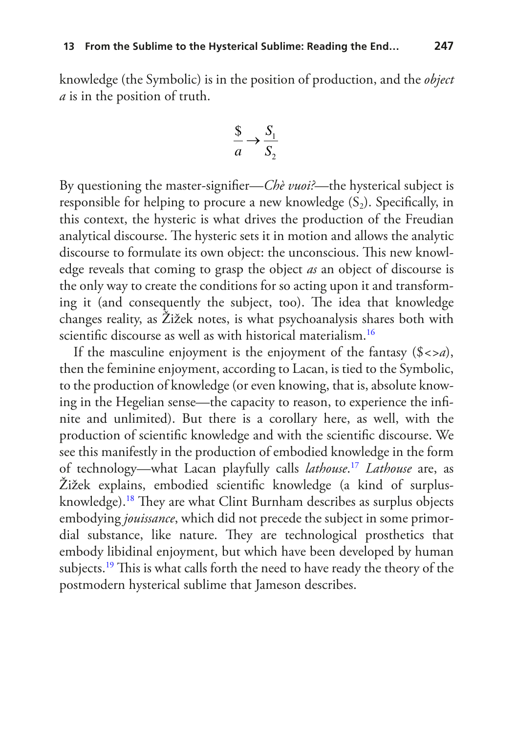knowledge (the Symbolic) is in the position of production, and the *object a* is in the position of truth.

$$\frac{\$}{a} \rightarrow \frac{S_1}{S_2}$$

By questioning the master-signifier—*Chè vuoi?*—the hysterical subject is responsible for helping to procure a new knowledge ($S_2$). Specifically, in this context, the hysteric is what drives the production of the Freudian analytical discourse. The hysteric sets it in motion and allows the analytic discourse to formulate its own object: the unconscious. This new knowledge reveals that coming to grasp the object *as* an object of discourse is the only way to create the conditions for so acting upon it and transforming it (and consequently the subject, too). The idea that knowledge changes reality, as Žižek notes, is what psychoanalysis shares both with scientific discourse as well as with historical materialism.[16]

If the masculine enjoyment is the enjoyment of the fantasy ($\$<>a$), then the feminine enjoyment, according to Lacan, is tied to the Symbolic, to the production of knowledge (or even knowing, that is, absolute knowing in the Hegelian sense—the capacity to reason, to experience the infinite and unlimited). But there is a corollary here, as well, with the production of scientific knowledge and with the scientific discourse. We see this manifestly in the production of embodied knowledge in the form of technology—what Lacan playfully calls *lathouse*.[17] *Lathouse* are, as Žižek explains, embodied scientific knowledge (a kind of surplus-knowledge).[18] They are what Clint Burnham describes as surplus objects embodying *jouissance*, which did not precede the subject in some primordial substance, like nature. They are technological prosthetics that embody libidinal enjoyment, but which have been developed by human subjects.[19] This is what calls forth the need to have ready the theory of the postmodern hysterical sublime that Jameson describes.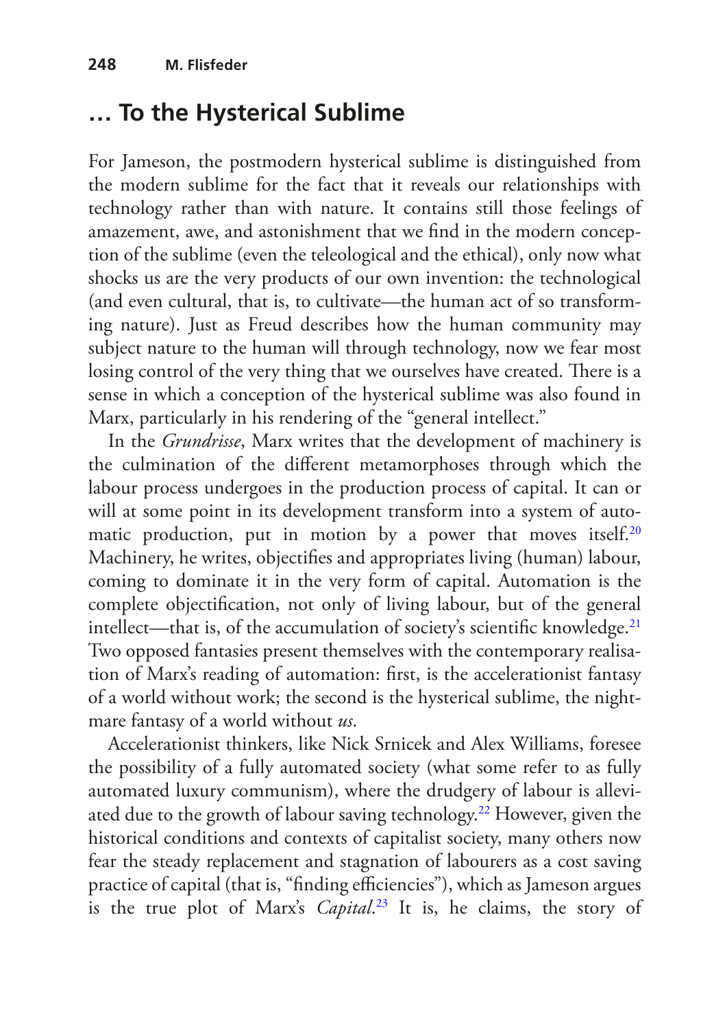## … To the Hysterical Sublime

For Jameson, the postmodern hysterical sublime is distinguished from the modern sublime for the fact that it reveals our relationships with technology rather than with nature. It contains still those feelings of amazement, awe, and astonishment that we find in the modern conception of the sublime (even the teleological and the ethical), only now what shocks us are the very products of our own invention: the technological (and even cultural, that is, to cultivate—the human act of so transforming nature). Just as Freud describes how the human community may subject nature to the human will through technology, now we fear most losing control of the very thing that we ourselves have created. There is a sense in which a conception of the hysterical sublime was also found in Marx, particularly in his rendering of the "general intellect."

In the *Grundrisse*, Marx writes that the development of machinery is the culmination of the different metamorphoses through which the labour process undergoes in the production process of capital. It can or will at some point in its development transform into a system of automatic production, put in motion by a power that moves itself.[20] Machinery, he writes, objectifies and appropriates living (human) labour, coming to dominate it in the very form of capital. Automation is the complete objectification, not only of living labour, but of the general intellect—that is, of the accumulation of society's scientific knowledge.[21] Two opposed fantasies present themselves with the contemporary realisation of Marx's reading of automation: first, is the accelerationist fantasy of a world without work; the second is the hysterical sublime, the nightmare fantasy of a world without *us*.

Accelerationist thinkers, like Nick Srnicek and Alex Williams, foresee the possibility of a fully automated society (what some refer to as fully automated luxury communism), where the drudgery of labour is alleviated due to the growth of labour saving technology.[22] However, given the historical conditions and contexts of capitalist society, many others now fear the steady replacement and stagnation of labourers as a cost saving practice of capital (that is, "finding efficiencies"), which as Jameson argues is the true plot of Marx's *Capital*.[23] It is, he claims, the story of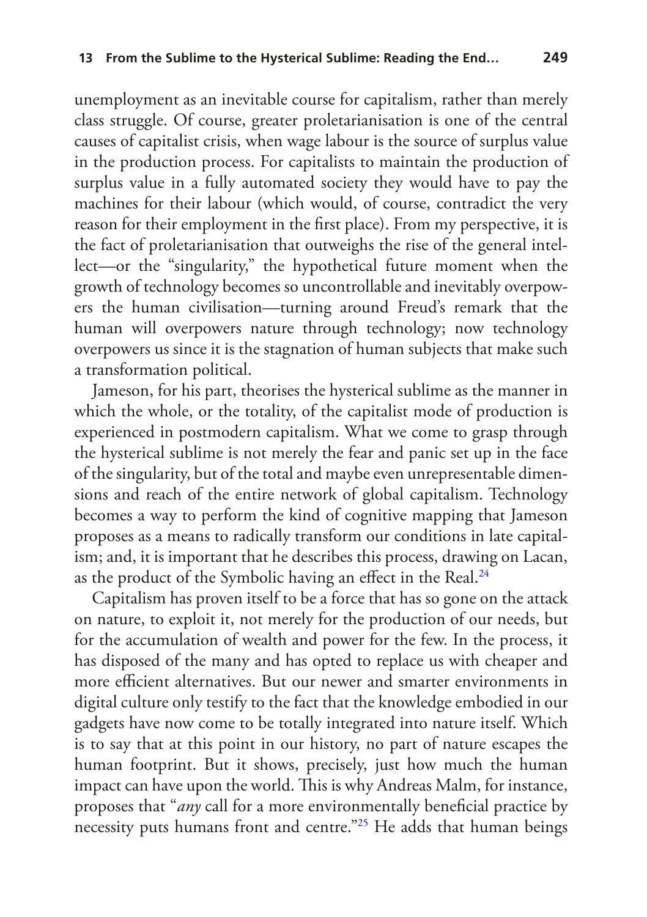unemployment as an inevitable course for capitalism, rather than merely class struggle. Of course, greater proletarianisation is one of the central causes of capitalist crisis, when wage labour is the source of surplus value in the production process. For capitalists to maintain the production of surplus value in a fully automated society they would have to pay the machines for their labour (which would, of course, contradict the very reason for their employment in the first place). From my perspective, it is the fact of proletarianisation that outweighs the rise of the general intellect—or the "singularity," the hypothetical future moment when the growth of technology becomes so uncontrollable and inevitably overpowers the human civilisation—turning around Freud's remark that the human will overpowers nature through technology; now technology overpowers us since it is the stagnation of human subjects that make such a transformation political.

Jameson, for his part, theorises the hysterical sublime as the manner in which the whole, or the totality, of the capitalist mode of production is experienced in postmodern capitalism. What we come to grasp through the hysterical sublime is not merely the fear and panic set up in the face of the singularity, but of the total and maybe even unrepresentable dimensions and reach of the entire network of global capitalism. Technology becomes a way to perform the kind of cognitive mapping that Jameson proposes as a means to radically transform our conditions in late capitalism; and, it is important that he describes this process, drawing on Lacan, as the product of the Symbolic having an effect in the Real.[24]

Capitalism has proven itself to be a force that has so gone on the attack on nature, to exploit it, not merely for the production of our needs, but for the accumulation of wealth and power for the few. In the process, it has disposed of the many and has opted to replace us with cheaper and more efficient alternatives. But our newer and smarter environments in digital culture only testify to the fact that the knowledge embodied in our gadgets have now come to be totally integrated into nature itself. Which is to say that at this point in our history, no part of nature escapes the human footprint. But it shows, precisely, just how much the human impact can have upon the world. This is why Andreas Malm, for instance, proposes that "*any* call for a more environmentally beneficial practice by necessity puts humans front and centre."[25] He adds that human beings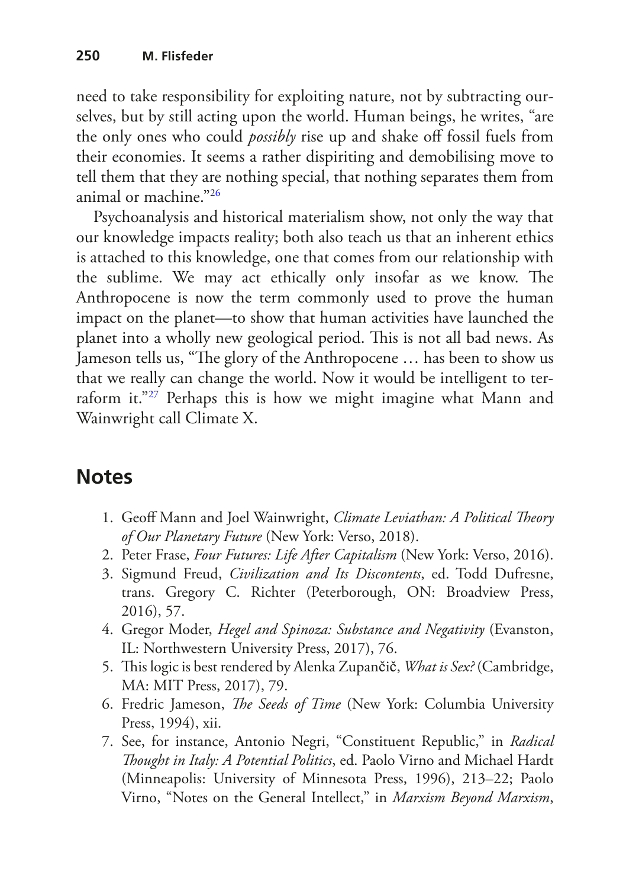need to take responsibility for exploiting nature, not by subtracting ourselves, but by still acting upon the world. Human beings, he writes, "are the only ones who could *possibly* rise up and shake off fossil fuels from their economies. It seems a rather dispiriting and demobilising move to tell them that they are nothing special, that nothing separates them from animal or machine."[26]

Psychoanalysis and historical materialism show, not only the way that our knowledge impacts reality; both also teach us that an inherent ethics is attached to this knowledge, one that comes from our relationship with the sublime. We may act ethically only insofar as we know. The Anthropocene is now the term commonly used to prove the human impact on the planet—to show that human activities have launched the planet into a wholly new geological period. This is not all bad news. As Jameson tells us, "The glory of the Anthropocene … has been to show us that we really can change the world. Now it would be intelligent to terraform it."[27] Perhaps this is how we might imagine what Mann and Wainwright call Climate X.

## Notes

1. Geoff Mann and Joel Wainwright, *Climate Leviathan: A Political Theory of Our Planetary Future* (New York: Verso, 2018).
2. Peter Frase, *Four Futures: Life After Capitalism* (New York: Verso, 2016).
3. Sigmund Freud, *Civilization and Its Discontents*, ed. Todd Dufresne, trans. Gregory C. Richter (Peterborough, ON: Broadview Press, 2016), 57.
4. Gregor Moder, *Hegel and Spinoza: Substance and Negativity* (Evanston, IL: Northwestern University Press, 2017), 76.
5. This logic is best rendered by Alenka Zupančič, *What is Sex?* (Cambridge, MA: MIT Press, 2017), 79.
6. Fredric Jameson, *The Seeds of Time* (New York: Columbia University Press, 1994), xii.
7. See, for instance, Antonio Negri, "Constituent Republic," in *Radical Thought in Italy: A Potential Politics*, ed. Paolo Virno and Michael Hardt (Minneapolis: University of Minnesota Press, 1996), 213–22; Paolo Virno, "Notes on the General Intellect," in *Marxism Beyond Marxism*,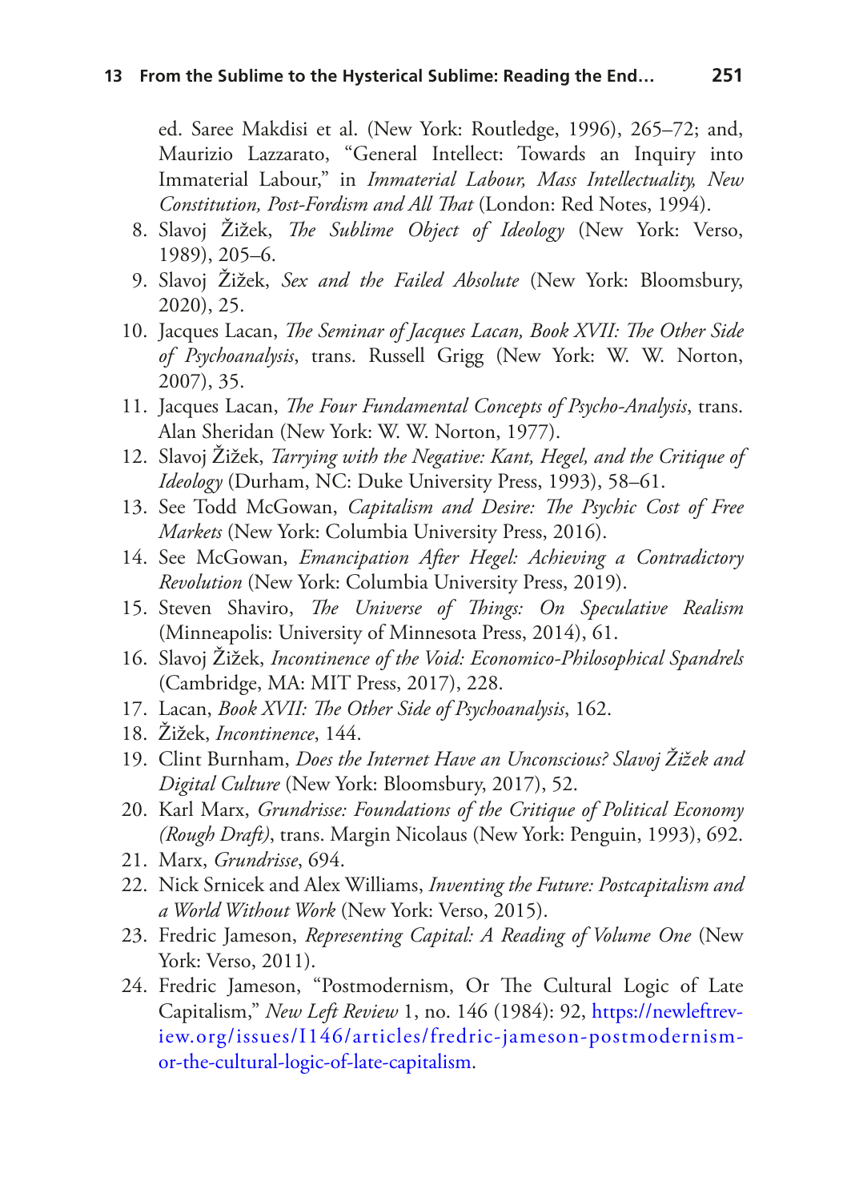ed. Saree Makdisi et al. (New York: Routledge, 1996), 265–72; and, Maurizio Lazzarato, "General Intellect: Towards an Inquiry into Immaterial Labour," in *Immaterial Labour, Mass Intellectuality, New Constitution, Post-Fordism and All That* (London: Red Notes, 1994).

8. Slavoj Žižek, *The Sublime Object of Ideology* (New York: Verso, 1989), 205–6.
9. Slavoj Žižek, *Sex and the Failed Absolute* (New York: Bloomsbury, 2020), 25.
10. Jacques Lacan, *The Seminar of Jacques Lacan, Book XVII: The Other Side of Psychoanalysis*, trans. Russell Grigg (New York: W. W. Norton, 2007), 35.
11. Jacques Lacan, *The Four Fundamental Concepts of Psycho-Analysis*, trans. Alan Sheridan (New York: W. W. Norton, 1977).
12. Slavoj Žižek, *Tarrying with the Negative: Kant, Hegel, and the Critique of Ideology* (Durham, NC: Duke University Press, 1993), 58–61.
13. See Todd McGowan, *Capitalism and Desire: The Psychic Cost of Free Markets* (New York: Columbia University Press, 2016).
14. See McGowan, *Emancipation After Hegel: Achieving a Contradictory Revolution* (New York: Columbia University Press, 2019).
15. Steven Shaviro, *The Universe of Things: On Speculative Realism* (Minneapolis: University of Minnesota Press, 2014), 61.
16. Slavoj Žižek, *Incontinence of the Void: Economico-Philosophical Spandrels* (Cambridge, MA: MIT Press, 2017), 228.
17. Lacan, *Book XVII: The Other Side of Psychoanalysis*, 162.
18. Žižek, *Incontinence*, 144.
19. Clint Burnham, *Does the Internet Have an Unconscious? Slavoj Žižek and Digital Culture* (New York: Bloomsbury, 2017), 52.
20. Karl Marx, *Grundrisse: Foundations of the Critique of Political Economy (Rough Draft)*, trans. Margin Nicolaus (New York: Penguin, 1993), 692.
21. Marx, *Grundrisse*, 694.
22. Nick Srnicek and Alex Williams, *Inventing the Future: Postcapitalism and a World Without Work* (New York: Verso, 2015).
23. Fredric Jameson, *Representing Capital: A Reading of Volume One* (New York: Verso, 2011).
24. Fredric Jameson, "Postmodernism, Or The Cultural Logic of Late Capitalism," *New Left Review* 1, no. 146 (1984): 92, https://newleftreview.org/issues/I146/articles/fredric-jameson-postmodernism-or-the-cultural-logic-of-late-capitalism.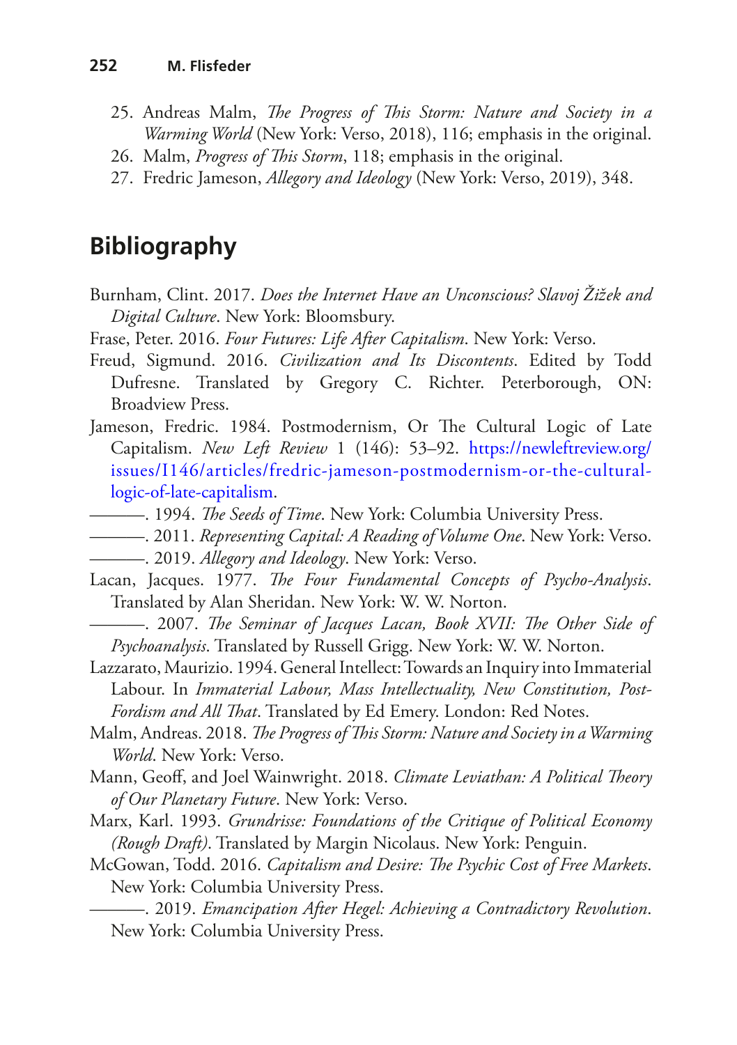25. Andreas Malm, *The Progress of This Storm: Nature and Society in a Warming World* (New York: Verso, 2018), 116; emphasis in the original.
26. Malm, *Progress of This Storm*, 118; emphasis in the original.
27. Fredric Jameson, *Allegory and Ideology* (New York: Verso, 2019), 348.

## Bibliography

Burnham, Clint. 2017. *Does the Internet Have an Unconscious? Slavoj Žižek and Digital Culture*. New York: Bloomsbury.

Frase, Peter. 2016. *Four Futures: Life After Capitalism*. New York: Verso.

Freud, Sigmund. 2016. *Civilization and Its Discontents*. Edited by Todd Dufresne. Translated by Gregory C. Richter. Peterborough, ON: Broadview Press.

Jameson, Fredric. 1984. Postmodernism, Or The Cultural Logic of Late Capitalism. *New Left Review* 1 (146): 53–92. https://newleftreview.org/issues/I146/articles/fredric-jameson-postmodernism-or-the-cultural-logic-of-late-capitalism.

———. 1994. *The Seeds of Time*. New York: Columbia University Press.

———. 2011. *Representing Capital: A Reading of Volume One*. New York: Verso.

———. 2019. *Allegory and Ideology*. New York: Verso.

Lacan, Jacques. 1977. *The Four Fundamental Concepts of Psycho-Analysis*. Translated by Alan Sheridan. New York: W. W. Norton.

———. 2007. *The Seminar of Jacques Lacan, Book XVII: The Other Side of Psychoanalysis*. Translated by Russell Grigg. New York: W. W. Norton.

Lazzarato, Maurizio. 1994. General Intellect: Towards an Inquiry into Immaterial Labour. In *Immaterial Labour, Mass Intellectuality, New Constitution, Post-Fordism and All That*. Translated by Ed Emery. London: Red Notes.

Malm, Andreas. 2018. *The Progress of This Storm: Nature and Society in a Warming World*. New York: Verso.

Mann, Geoff, and Joel Wainwright. 2018. *Climate Leviathan: A Political Theory of Our Planetary Future*. New York: Verso.

Marx, Karl. 1993. *Grundrisse: Foundations of the Critique of Political Economy (Rough Draft)*. Translated by Margin Nicolaus. New York: Penguin.

McGowan, Todd. 2016. *Capitalism and Desire: The Psychic Cost of Free Markets*. New York: Columbia University Press.

———. 2019. *Emancipation After Hegel: Achieving a Contradictory Revolution*. New York: Columbia University Press.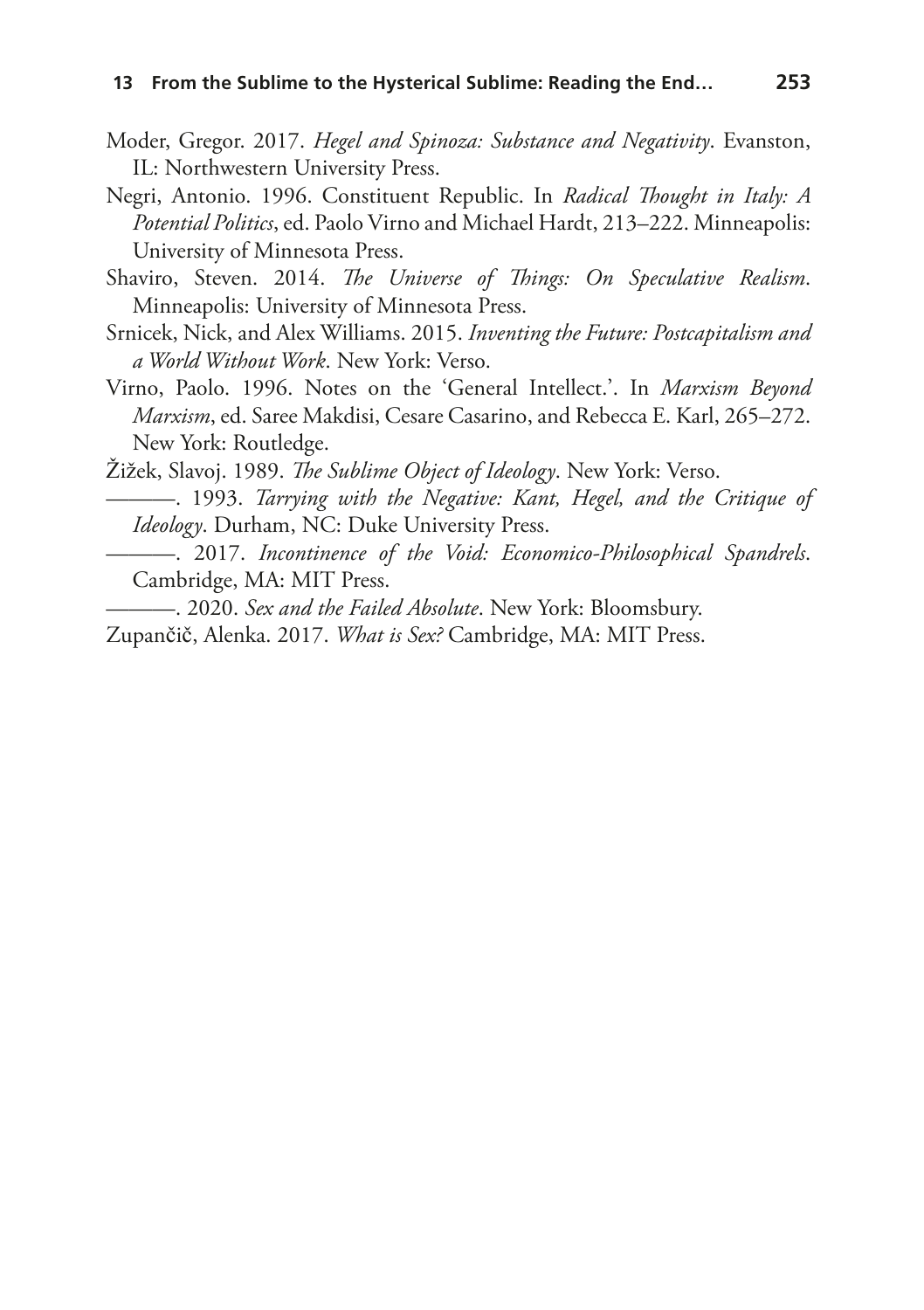Moder, Gregor. 2017. *Hegel and Spinoza: Substance and Negativity*. Evanston, IL: Northwestern University Press.

Negri, Antonio. 1996. Constituent Republic. In *Radical Thought in Italy: A Potential Politics*, ed. Paolo Virno and Michael Hardt, 213–222. Minneapolis: University of Minnesota Press.

Shaviro, Steven. 2014. *The Universe of Things: On Speculative Realism*. Minneapolis: University of Minnesota Press.

Srnicek, Nick, and Alex Williams. 2015. *Inventing the Future: Postcapitalism and a World Without Work*. New York: Verso.

Virno, Paolo. 1996. Notes on the 'General Intellect.'. In *Marxism Beyond Marxism*, ed. Saree Makdisi, Cesare Casarino, and Rebecca E. Karl, 265–272. New York: Routledge.

Žižek, Slavoj. 1989. *The Sublime Object of Ideology*. New York: Verso.

———. 1993. *Tarrying with the Negative: Kant, Hegel, and the Critique of Ideology*. Durham, NC: Duke University Press.

———. 2017. *Incontinence of the Void: Economico-Philosophical Spandrels*. Cambridge, MA: MIT Press.

———. 2020. *Sex and the Failed Absolute*. New York: Bloomsbury.

Zupančič, Alenka. 2017. *What is Sex?* Cambridge, MA: MIT Press.